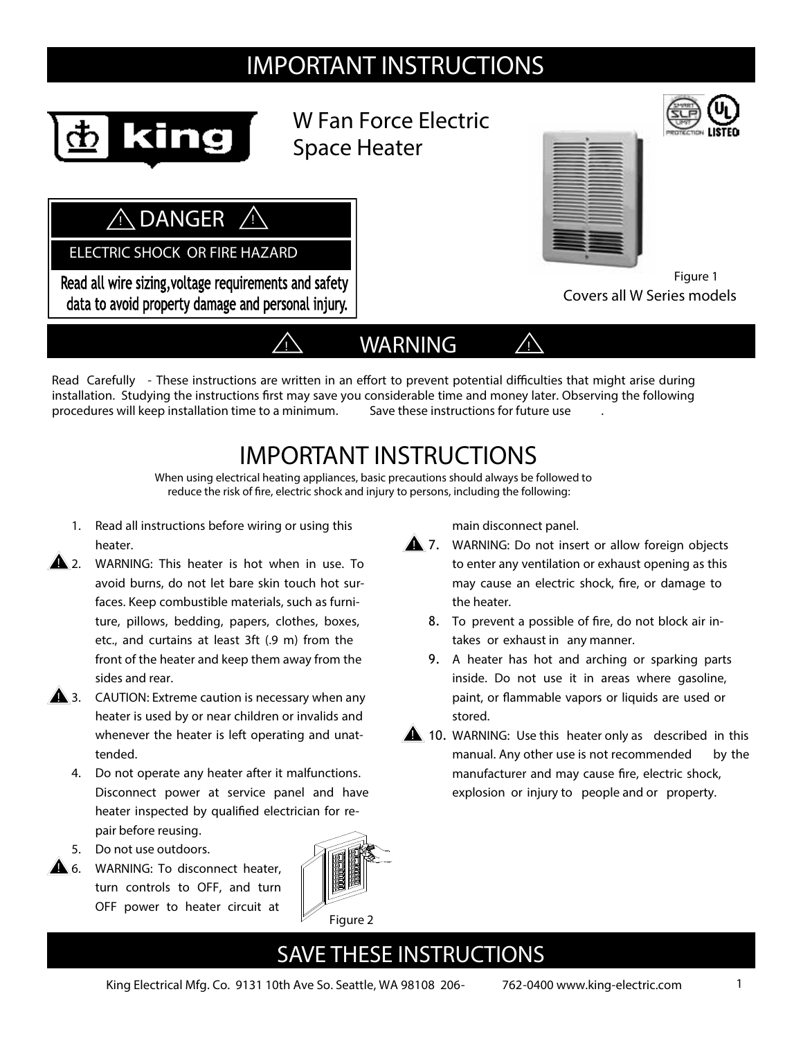# IMPORTANT INSTRUCTIONS

**king**

## W Fan Force Electric Space Heater

**⚠ DANGER ⚠**

ELECTRIC SHOCK OR FIRE HAZARD

**Read all wire sizing,voltage requirements and safety data to avoid property damage and personal injury.**

Figure 1

Covers all W Series models

## ⚠ WARNING ⚠

Read Carefully - These instructions are written in an effort to prevent potential difficulties that might arise during installation. Studying the instructions first may save you considerable time and money later. Observing the following procedures will keep installation time to a minimum. Save these instructions for future use.

# IMPORTANT INSTRUCTIONS

When using electrical heating appliances, basic precautions should always be followed to reduce the risk of fire, electric shock and injury to persons, including the following:

1. Read all instructions before wiring or using this heater.
2. ⚠ WARNING: This heater is hot when in use. To avoid burns, do not let bare skin touch hot surfaces. Keep combustible materials, such as furniture, pillows, bedding, papers, clothes, boxes, etc., and curtains at least 3ft (.9 m) from the front of the heater and keep them away from the sides and rear.
3. ⚠ CAUTION: Extreme caution is necessary when any heater is used by or near children or invalids and whenever the heater is left operating and unattended.
4. Do not operate any heater after it malfunctions. Disconnect power at service panel and have heater inspected by qualified electrician for repair before reusing.
5. Do not use outdoors.
6. ⚠ WARNING: To disconnect heater, turn controls to OFF, and turn OFF power to heater circuit at main disconnect panel.
7. ⚠ WARNING: Do not insert or allow foreign objects to enter any ventilation or exhaust opening as this may cause an electric shock, fire, or damage to the heater.
8. To prevent a possible of fire, do not block air intakes or exhaust in any manner.
9. A heater has hot and arching or sparking parts inside. Do not use it in areas where gasoline, paint, or flammable vapors or liquids are used or stored.
10. ⚠ WARNING: Use this heater only as described in this manual. Any other use is not recommended by the manufacturer and may cause fire, electric shock, explosion or injury to people and or property.

Figure 2

# SAVE THESE INSTRUCTIONS

King Electrical Mfg. Co. 9131 10th Ave So. Seattle, WA 98108 206-762-0400 www.king-electric.com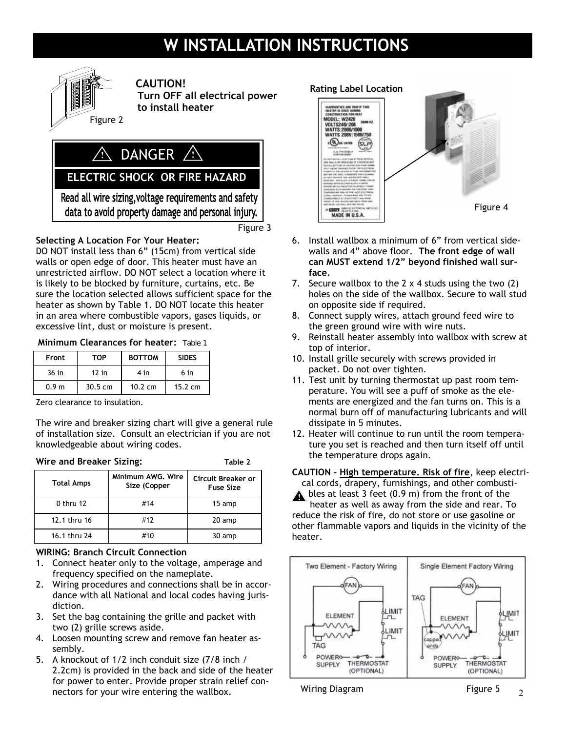# W INSTALLATION INSTRUCTIONS

Figure 2

**CAUTION!**
**Turn OFF all electrical power to install heater**

**DANGER**

**ELECTRIC SHOCK OR FIRE HAZARD**

**Read all wire sizing,voltage requirements and safety data to avoid property damage and personal injury.**

Figure 3

**Selecting A Location For Your Heater:**
DO NOT install less than 6" (15cm) from vertical side walls or open edge of door. This heater must have an unrestricted airflow. DO NOT select a location where it is likely to be blocked by furniture, curtains, etc. Be sure the location selected allows sufficient space for the heater as shown by Table 1. DO NOT locate this heater in an area where combustible vapors, gases liquids, or excessive lint, dust or moisture is present.

**Minimum Clearances for heater:** Table 1

| Front | TOP | BOTTOM | SIDES |
|---|---|---|---|
| 36 in | 12 in | 4 in | 6 in |
| 0.9 m | 30.5 cm | 10.2 cm | 15.2 cm |

Zero clearance to insulation.

The wire and breaker sizing chart will give a general rule of installation size. Consult an electrician if you are not knowledgeable about wiring codes.

**Wire and Breaker Sizing:** Table 2

| Total Amps | Minimum AWG. Wire Size (Copper | Circuit Breaker or Fuse Size |
|---|---|---|
| 0 thru 12 | #14 | 15 amp |
| 12.1 thru 16 | #12 | 20 amp |
| 16.1 thru 24 | #10 | 30 amp |

**WIRING: Branch Circuit Connection**

1. Connect heater only to the voltage, amperage and frequency specified on the nameplate.
2. Wiring procedures and connections shall be in accordance with all National and local codes having jurisdiction.
3. Set the bag containing the grille and packet with two (2) grille screws aside.
4. Loosen mounting screw and remove fan heater assembly.
5. A knockout of 1/2 inch conduit size (7/8 inch / 2.2cm) is provided in the back and side of the heater for power to enter. Provide proper strain relief connectors for your wire entering the wallbox.

**Rating Label Location**

Figure 4

6. Install wallbox a minimum of 6" from vertical sidewalls and 4" above floor. **The front edge of wall can MUST extend 1/2" beyond finished wall surface.**
7. Secure wallbox to the 2 x 4 studs using the two (2) holes on the side of the wallbox. Secure to wall stud on opposite side if required.
8. Connect supply wires, attach ground feed wire to the green ground wire with wire nuts.
9. Reinstall heater assembly into wallbox with screw at top of interior.
10. Install grille securely with screws provided in packet. Do not over tighten.
11. Test unit by turning thermostat up past room temperature. You will see a puff of smoke as the elements are energized and the fan turns on. This is a normal burn off of manufacturing lubricants and will dissipate in 5 minutes.
12. Heater will continue to run until the room temperature you set is reached and then turn itself off until the temperature drops again.

**CAUTION - High temperature. Risk of fire**, keep electrical cords, drapery, furnishings, and other combustibles at least 3 feet (0.9 m) from the front of the heater as well as away from the side and rear. To reduce the risk of fire, do not store or use gasoline or other flammable vapors and liquids in the vicinity of the heater.

Two Element - Factory Wiring | Single Element Factory Wiring

Wiring Diagram Figure 5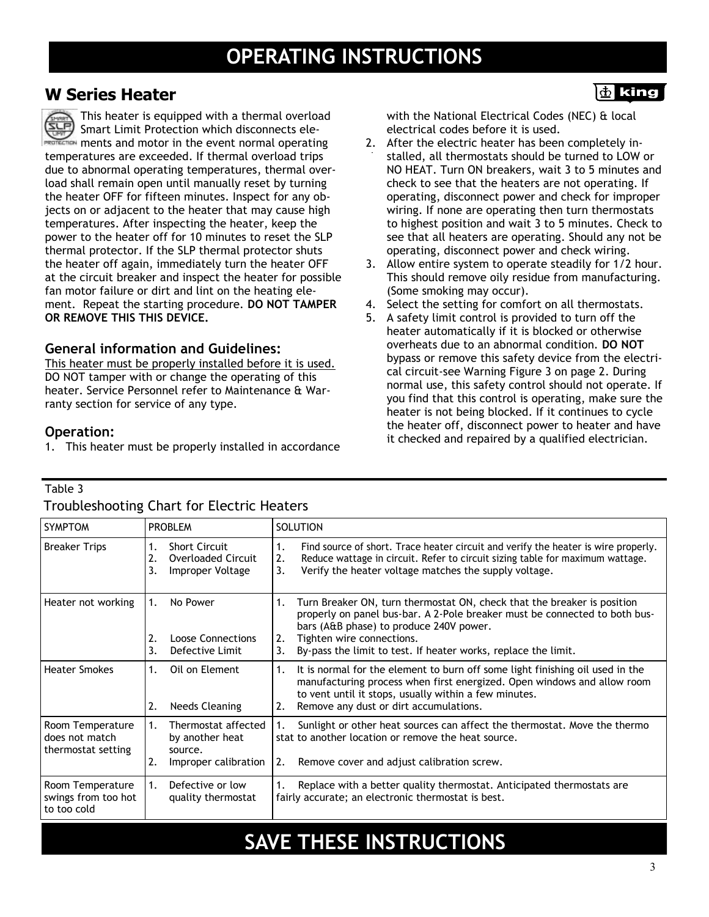# OPERATING INSTRUCTIONS

## W Series Heater

This heater is equipped with a thermal overload Smart Limit Protection which disconnects elements and motor in the event normal operating temperatures are exceeded. If thermal overload trips due to abnormal operating temperatures, thermal overload shall remain open until manually reset by turning the heater OFF for fifteen minutes. Inspect for any objects on or adjacent to the heater that may cause high temperatures. After inspecting the heater, keep the power to the heater off for 10 minutes to reset the SLP thermal protector. If the SLP thermal protector shuts the heater off again, immediately turn the heater OFF at the circuit breaker and inspect the heater for possible fan motor failure or dirt and lint on the heating element. Repeat the starting procedure. **DO NOT TAMPER OR REMOVE THIS THIS DEVICE.**

### General information and Guidelines:

<u>This heater must be properly installed before it is used.</u> DO NOT tamper with or change the operating of this heater. Service Personnel refer to Maintenance & Warranty section for service of any type.

### Operation:

1. This heater must be properly installed in accordance with the National Electrical Codes (NEC) & local electrical codes before it is used.
2. After the electric heater has been completely installed, all thermostats should be turned to LOW or NO HEAT. Turn ON breakers, wait 3 to 5 minutes and check to see that the heaters are not operating. If operating, disconnect power and check for improper wiring. If none are operating then turn thermostats to highest position and wait 3 to 5 minutes. Check to see that all heaters are operating. Should any not be operating, disconnect power and check wiring.
3. Allow entire system to operate steadily for 1/2 hour. This should remove oily residue from manufacturing. (Some smoking may occur).
4. Select the setting for comfort on all thermostats.
5. A safety limit control is provided to turn off the heater automatically if it is blocked or otherwise overheats due to an abnormal condition. **DO NOT** bypass or remove this safety device from the electrical circuit-see Warning Figure 3 on page 2. During normal use, this safety control should not operate. If you find that this control is operating, make sure the heater is not being blocked. If it continues to cycle the heater off, disconnect power to heater and have it checked and repaired by a qualified electrician.

Table 3

Troubleshooting Chart for Electric Heaters

| SYMPTOM | PROBLEM | SOLUTION |
|---|---|---|
| Breaker Trips | 1. Short Circuit<br>2. Overloaded Circuit<br>3. Improper Voltage | 1. Find source of short. Trace heater circuit and verify the heater is wire properly.<br>2. Reduce wattage in circuit. Refer to circuit sizing table for maximum wattage.<br>3. Verify the heater voltage matches the supply voltage. |
| Heater not working | 1. No Power<br>2. Loose Connections<br>3. Defective Limit | 1. Turn Breaker ON, turn thermostat ON, check that the breaker is position properly on panel bus-bar. A 2-Pole breaker must be connected to both bus-bars (A&B phase) to produce 240V power.<br>2. Tighten wire connections.<br>3. By-pass the limit to test. If heater works, replace the limit. |
| Heater Smokes | 1. Oil on Element<br>2. Needs Cleaning | 1. It is normal for the element to burn off some light finishing oil used in the manufacturing process when first energized. Open windows and allow room to vent until it stops, usually within a few minutes.<br>2. Remove any dust or dirt accumulations. |
| Room Temperature does not match thermostat setting | 1. Thermostat affected by another heat source.<br>2. Improper calibration | 1. Sunlight or other heat sources can affect the thermostat. Move the thermo stat to another location or remove the heat source.<br>2. Remove cover and adjust calibration screw. |
| Room Temperature swings from too hot to too cold | 1. Defective or low quality thermostat | 1. Replace with a better quality thermostat. Anticipated thermostats are fairly accurate; an electronic thermostat is best. |

# SAVE THESE INSTRUCTIONS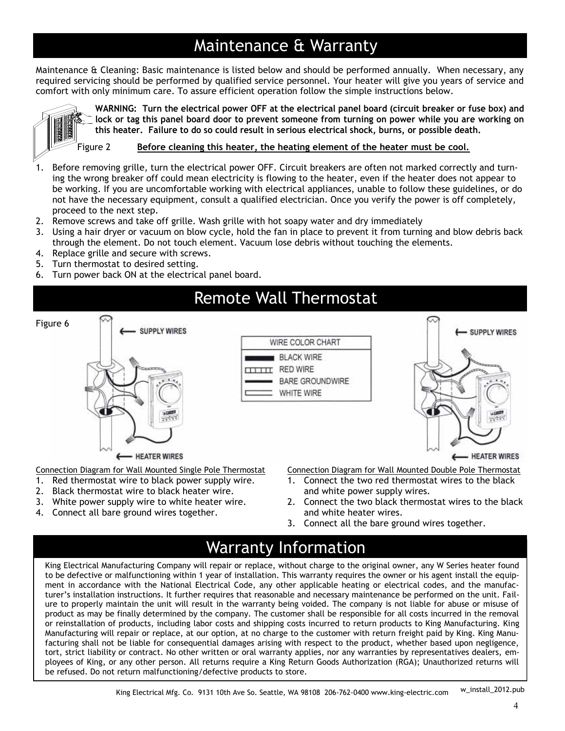# Maintenance & Warranty

Maintenance & Cleaning: Basic maintenance is listed below and should be performed annually. When necessary, any required servicing should be performed by qualified service personnel. Your heater will give you years of service and comfort with only minimum care. To assure efficient operation follow the simple instructions below.

**WARNING: Turn the electrical power OFF at the electrical panel board (circuit breaker or fuse box) and lock or tag this panel board door to prevent someone from turning on power while you are working on this heater. Failure to do so could result in serious electrical shock, burns, or possible death.**

Figure 2

**Before cleaning this heater, the heating element of the heater must be cool.**

1. Before removing grille, turn the electrical power OFF. Circuit breakers are often not marked correctly and turning the wrong breaker off could mean electricity is flowing to the heater, even if the heater does not appear to be working. If you are uncomfortable working with electrical appliances, unable to follow these guidelines, or do not have the necessary equipment, consult a qualified electrician. Once you verify the power is off completely, proceed to the next step.
2. Remove screws and take off grille. Wash grille with hot soapy water and dry immediately
3. Using a hair dryer or vacuum on blow cycle, hold the fan in place to prevent it from turning and blow debris back through the element. Do not touch element. Vacuum lose debris without touching the elements.
4. Replace grille and secure with screws.
5. Turn thermostat to desired setting.
6. Turn power back ON at the electrical panel board.

# Remote Wall Thermostat

Figure 6

SUPPLY WIRES

HEATER WIRES

WIRE COLOR CHART

BLACK WIRE

RED WIRE

BARE GROUNDWIRE

WHITE WIRE

SUPPLY WIRES

HEATER WIRES

Connection Diagram for Wall Mounted Single Pole Thermostat

1. Red thermostat wire to black power supply wire.
2. Black thermostat wire to black heater wire.
3. White power supply wire to white heater wire.
4. Connect all bare ground wires together.

Connection Diagram for Wall Mounted Double Pole Thermostat

1. Connect the two red thermostat wires to the black and white power supply wires.
2. Connect the two black thermostat wires to the black and white heater wires.
3. Connect all the bare ground wires together.

# Warranty Information

King Electrical Manufacturing Company will repair or replace, without charge to the original owner, any W Series heater found to be defective or malfunctioning within 1 year of installation. This warranty requires the owner or his agent install the equipment in accordance with the National Electrical Code, any other applicable heating or electrical codes, and the manufacturer's installation instructions. It further requires that reasonable and necessary maintenance be performed on the unit. Failure to properly maintain the unit will result in the warranty being voided. The company is not liable for abuse or misuse of product as may be finally determined by the company. The customer shall be responsible for all costs incurred in the removal or reinstallation of products, including labor costs and shipping costs incurred to return products to King Manufacturing. King Manufacturing will repair or replace, at our option, at no charge to the customer with return freight paid by King. King Manufacturing shall not be liable for consequential damages arising with respect to the product, whether based upon negligence, tort, strict liability or contract. No other written or oral warranty applies, nor any warranties by representatives dealers, employees of King, or any other person. All returns require a King Return Goods Authorization (RGA); Unauthorized returns will be refused. Do not return malfunctioning/defective products to store.

King Electrical Mfg. Co. 9131 10th Ave So. Seattle, WA 98108 206-762-0400 www.king-electric.com

w_install_2012.pub